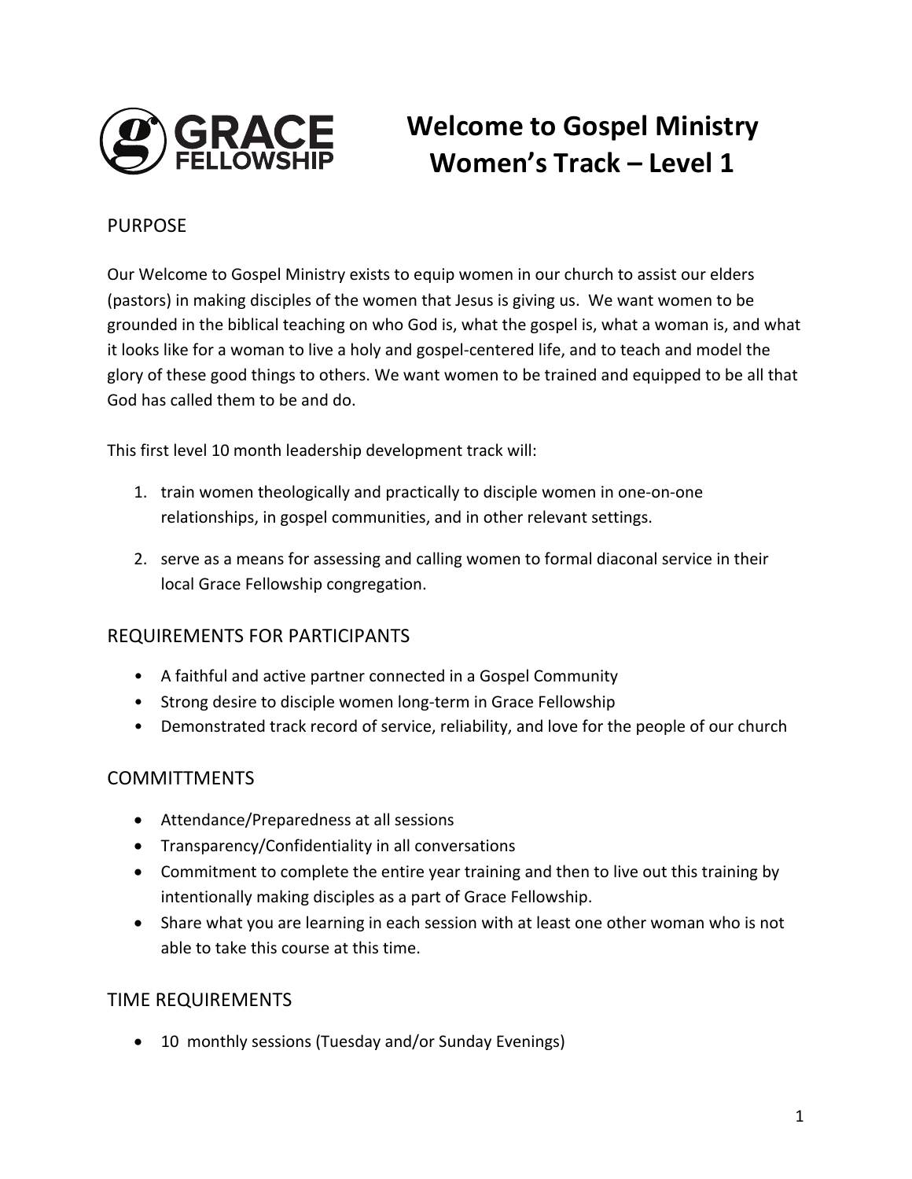# Welcome to Gospel Ministry Women's Track – Level 1

## PURPOSE

Our Welcome to Gospel Ministry exists to equip women in our church to assist our elders (pastors) in making disciples of the women that Jesus is giving us. We want women to be grounded in the biblical teaching on who God is, what the gospel is, what a woman is, and what it looks like for a woman to live a holy and gospel-centered life, and to teach and model the glory of these good things to others. We want women to be trained and equipped to be all that God has called them to be and do.

This first level 10 month leadership development track will:

1. train women theologically and practically to disciple women in one-on-one relationships, in gospel communities, and in other relevant settings.

2. serve as a means for assessing and calling women to formal diaconal service in their local Grace Fellowship congregation.

## REQUIREMENTS FOR PARTICIPANTS

- A faithful and active partner connected in a Gospel Community
- Strong desire to disciple women long-term in Grace Fellowship
- Demonstrated track record of service, reliability, and love for the people of our church

## COMMITTMENTS

- Attendance/Preparedness at all sessions
- Transparency/Confidentiality in all conversations
- Commitment to complete the entire year training and then to live out this training by intentionally making disciples as a part of Grace Fellowship.
- Share what you are learning in each session with at least one other woman who is not able to take this course at this time.

## TIME REQUIREMENTS

- 10 monthly sessions (Tuesday and/or Sunday Evenings)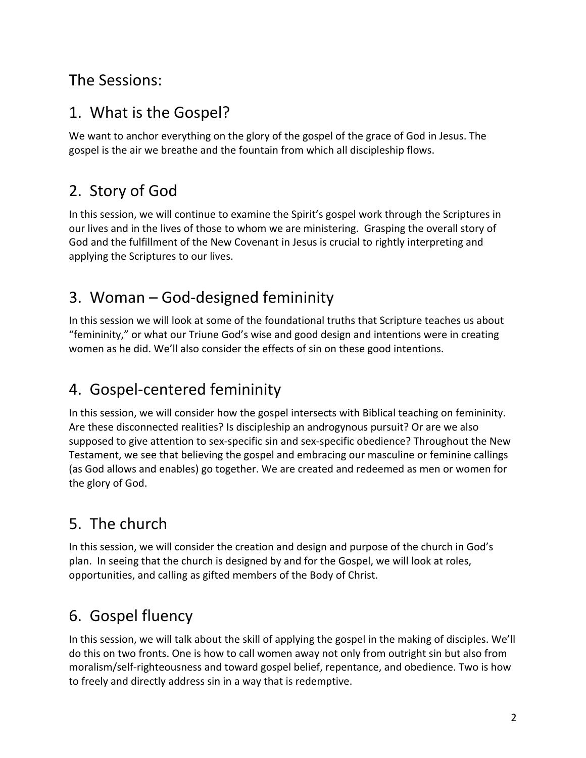## The Sessions:

## 1. What is the Gospel?

We want to anchor everything on the glory of the gospel of the grace of God in Jesus. The gospel is the air we breathe and the fountain from which all discipleship flows.

## 2. Story of God

In this session, we will continue to examine the Spirit's gospel work through the Scriptures in our lives and in the lives of those to whom we are ministering. Grasping the overall story of God and the fulfillment of the New Covenant in Jesus is crucial to rightly interpreting and applying the Scriptures to our lives.

## 3. Woman – God-designed femininity

In this session we will look at some of the foundational truths that Scripture teaches us about "femininity," or what our Triune God's wise and good design and intentions were in creating women as he did. We'll also consider the effects of sin on these good intentions.

## 4. Gospel-centered femininity

In this session, we will consider how the gospel intersects with Biblical teaching on femininity. Are these disconnected realities? Is discipleship an androgynous pursuit? Or are we also supposed to give attention to sex-specific sin and sex-specific obedience? Throughout the New Testament, we see that believing the gospel and embracing our masculine or feminine callings (as God allows and enables) go together. We are created and redeemed as men or women for the glory of God.

## 5. The church

In this session, we will consider the creation and design and purpose of the church in God's plan. In seeing that the church is designed by and for the Gospel, we will look at roles, opportunities, and calling as gifted members of the Body of Christ.

## 6. Gospel fluency

In this session, we will talk about the skill of applying the gospel in the making of disciples. We'll do this on two fronts. One is how to call women away not only from outright sin but also from moralism/self-righteousness and toward gospel belief, repentance, and obedience. Two is how to freely and directly address sin in a way that is redemptive.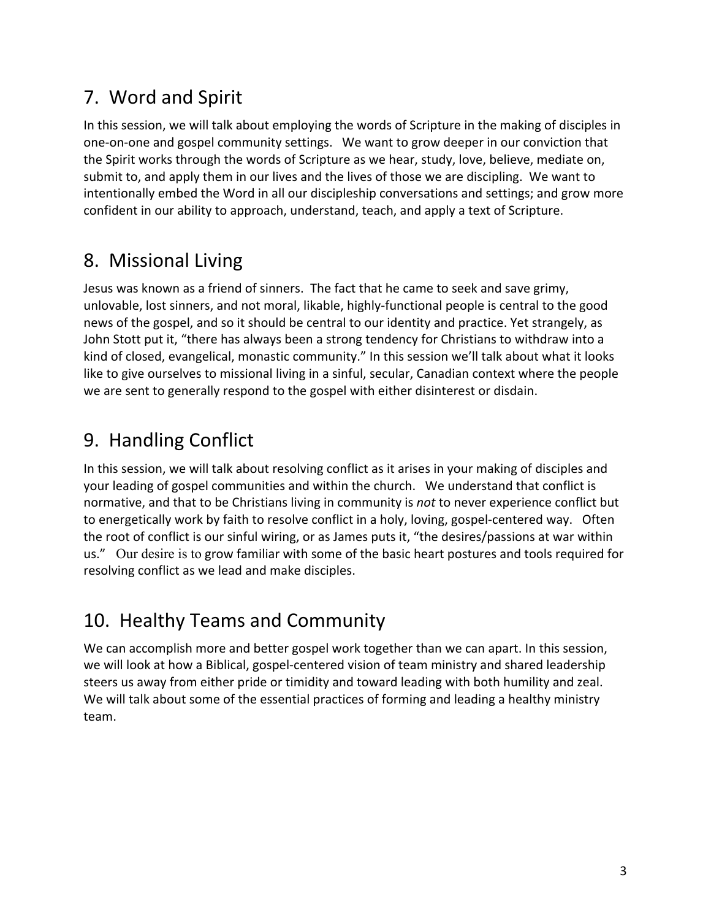## 7. Word and Spirit

In this session, we will talk about employing the words of Scripture in the making of disciples in one-on-one and gospel community settings. We want to grow deeper in our conviction that the Spirit works through the words of Scripture as we hear, study, love, believe, mediate on, submit to, and apply them in our lives and the lives of those we are discipling. We want to intentionally embed the Word in all our discipleship conversations and settings; and grow more confident in our ability to approach, understand, teach, and apply a text of Scripture.

## 8. Missional Living

Jesus was known as a friend of sinners. The fact that he came to seek and save grimy, unlovable, lost sinners, and not moral, likable, highly-functional people is central to the good news of the gospel, and so it should be central to our identity and practice. Yet strangely, as John Stott put it, "there has always been a strong tendency for Christians to withdraw into a kind of closed, evangelical, monastic community." In this session we'll talk about what it looks like to give ourselves to missional living in a sinful, secular, Canadian context where the people we are sent to generally respond to the gospel with either disinterest or disdain.

## 9. Handling Conflict

In this session, we will talk about resolving conflict as it arises in your making of disciples and your leading of gospel communities and within the church. We understand that conflict is normative, and that to be Christians living in community is *not* to never experience conflict but to energetically work by faith to resolve conflict in a holy, loving, gospel-centered way. Often the root of conflict is our sinful wiring, or as James puts it, "the desires/passions at war within us." Our desire is to grow familiar with some of the basic heart postures and tools required for resolving conflict as we lead and make disciples.

## 10. Healthy Teams and Community

We can accomplish more and better gospel work together than we can apart. In this session, we will look at how a Biblical, gospel-centered vision of team ministry and shared leadership steers us away from either pride or timidity and toward leading with both humility and zeal. We will talk about some of the essential practices of forming and leading a healthy ministry team.